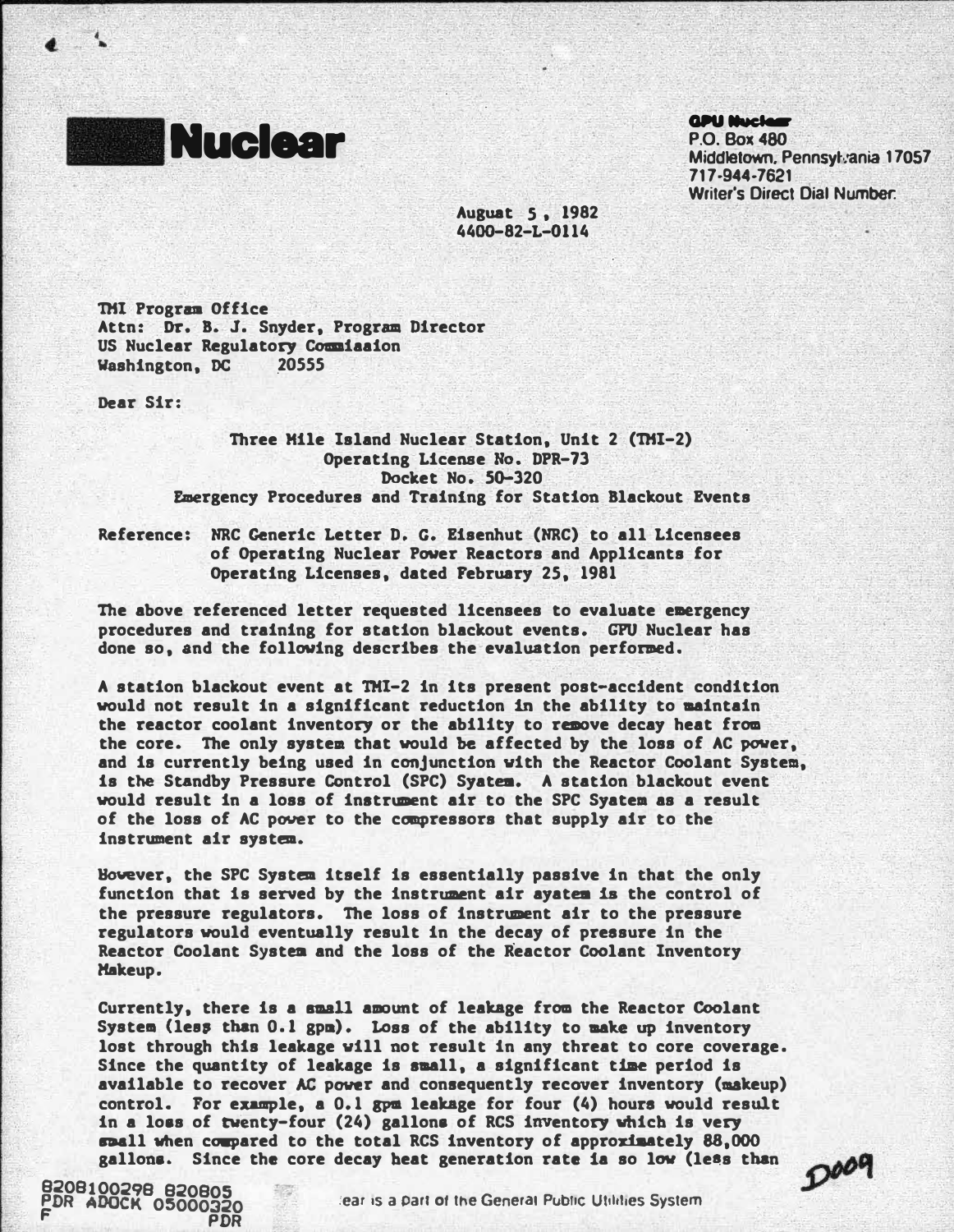**Nuclear**

**GPU Nuclear**
P.O. Box 480
Middletown, Pennsylvania 17057
717-944-7621
Writer's Direct Dial Number:

August 5, 1982
4400-82-L-0114

TMI Program Office
Attn: Dr. B. J. Snyder, Program Director
US Nuclear Regulatory Commission
Washington, DC 20555

Dear Sir:

Three Mile Island Nuclear Station, Unit 2 (TMI-2)
Operating License No. DPR-73
Docket No. 50-320
Emergency Procedures and Training for Station Blackout Events

Reference: NRC Generic Letter D. G. Eisenhut (NRC) to all Licensees of Operating Nuclear Power Reactors and Applicants for Operating Licenses, dated February 25, 1981

The above referenced letter requested licensees to evaluate emergency procedures and training for station blackout events. GPU Nuclear has done so, and the following describes the evaluation performed.

A station blackout event at TMI-2 in its present post-accident condition would not result in a significant reduction in the ability to maintain the reactor coolant inventory or the ability to remove decay heat from the core. The only system that would be affected by the loss of AC power, and is currently being used in conjunction with the Reactor Coolant System, is the Standby Pressure Control (SPC) System. A station blackout event would result in a loss of instrument air to the SPC System as a result of the loss of AC power to the compressors that supply air to the instrument air system.

However, the SPC System itself is essentially passive in that the only function that is served by the instrument air system is the control of the pressure regulators. The loss of instrument air to the pressure regulators would eventually result in the decay of pressure in the Reactor Coolant System and the loss of the Reactor Coolant Inventory Makeup.

Currently, there is a small amount of leakage from the Reactor Coolant System (less than 0.1 gpm). Loss of the ability to make up inventory lost through this leakage will not result in any threat to core coverage. Since the quantity of leakage is small, a significant time period is available to recover AC power and consequently recover inventory (makeup) control. For example, a 0.1 gpm leakage for four (4) hours would result in a loss of twenty-four (24) gallons of RCS inventory which is very small when compared to the total RCS inventory of approximately 88,000 gallons. Since the core decay heat generation rate is so low (less than

8208100298 820805
PDR ADOCK 05000320
F PDR

D009

...ear is a part of the General Public Utilities System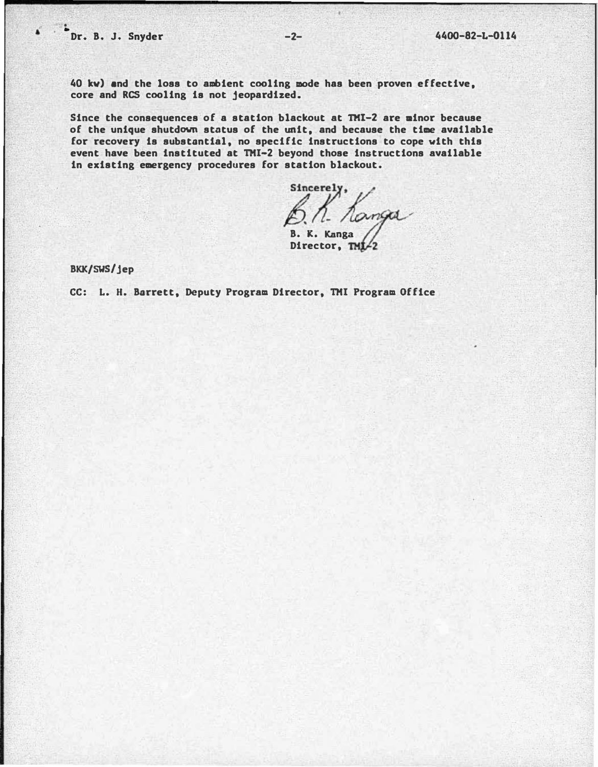40 kw) and the loss to ambient cooling mode has been proven effective, core and RCS cooling is not jeopardized.

Since the consequences of a station blackout at TMI-2 are minor because of the unique shutdown status of the unit, and because the time available for recovery is substantial, no specific instructions to cope with this event have been instituted at TMI-2 beyond those instructions available in existing emergency procedures for station blackout.

Sincerely,

B. K. Kanga
Director, TMI-2

BKK/SWS/jep

CC: L. H. Barrett, Deputy Program Director, TMI Program Office